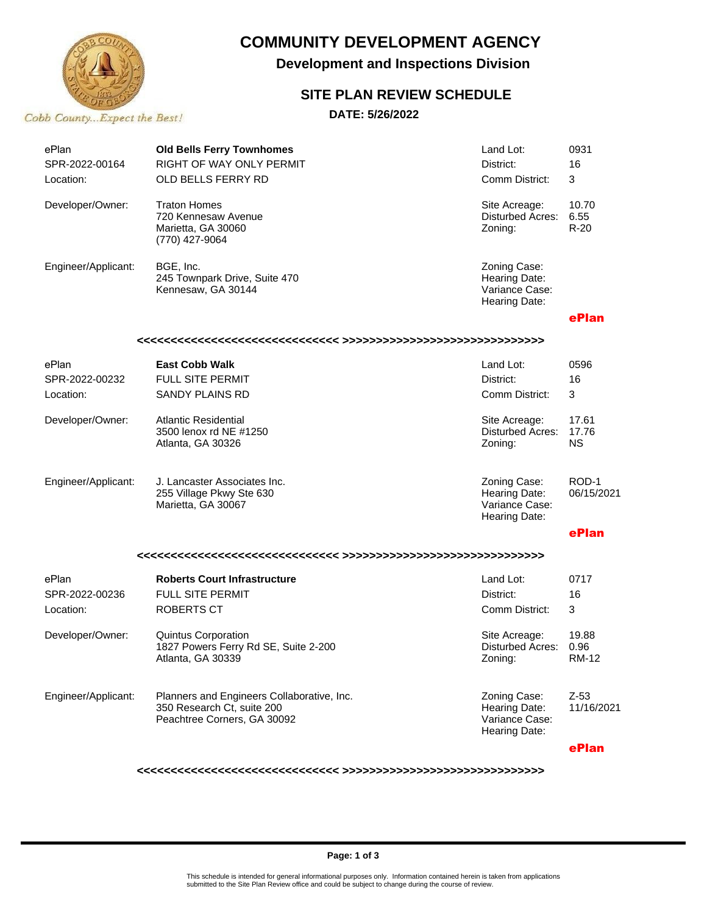# COMMUNITY DEVELOPMENT AGENCY

## Development and Inspections Division

### SITE PLAN REVIEW SCHEDULE

**DATE: 5/26/2022**

Cobb County...Expect the Best!

| ePlan | **Old Bells Ferry Townhomes** | Land Lot: | 0931 |
|---|---|---|---|
| SPR-2022-00164 | RIGHT OF WAY ONLY PERMIT | District: | 16 |
| Location: | OLD BELLS FERRY RD | Comm District: | 3 |
| Developer/Owner: | Traton Homes<br>720 Kennesaw Avenue<br>Marietta, GA 30060<br>(770) 427-9064 | Site Acreage:<br>Disturbed Acres:<br>Zoning: | 10.70<br>6.55<br>R-20 |
| Engineer/Applicant: | BGE, Inc.<br>245 Townpark Drive, Suite 470<br>Kennesaw, GA 30144 | Zoning Case:<br>Hearing Date:<br>Variance Case:<br>Hearing Date: | |
| | | | **ePlan** |

<<<<<<<<<<<<<<<<<<<<<<<<<<<<< >>>>>>>>>>>>>>>>>>>>>>>>>>>>>>

| ePlan | **East Cobb Walk** | Land Lot: | 0596 |
|---|---|---|---|
| SPR-2022-00232 | FULL SITE PERMIT | District: | 16 |
| Location: | SANDY PLAINS RD | Comm District: | 3 |
| Developer/Owner: | Atlantic Residential<br>3500 lenox rd NE #1250<br>Atlanta, GA 30326 | Site Acreage:<br>Disturbed Acres:<br>Zoning: | 17.61<br>17.76<br>NS |
| Engineer/Applicant: | J. Lancaster Associates Inc.<br>255 Village Pkwy Ste 630<br>Marietta, GA 30067 | Zoning Case:<br>Hearing Date:<br>Variance Case:<br>Hearing Date: | ROD-1<br>06/15/2021 |
| | | | **ePlan** |

<<<<<<<<<<<<<<<<<<<<<<<<<<<<< >>>>>>>>>>>>>>>>>>>>>>>>>>>>>>

| ePlan | **Roberts Court Infrastructure** | Land Lot: | 0717 |
|---|---|---|---|
| SPR-2022-00236 | FULL SITE PERMIT | District: | 16 |
| Location: | ROBERTS CT | Comm District: | 3 |
| Developer/Owner: | Quintus Corporation<br>1827 Powers Ferry Rd SE, Suite 2-200<br>Atlanta, GA 30339 | Site Acreage:<br>Disturbed Acres:<br>Zoning: | 19.88<br>0.96<br>RM-12 |
| Engineer/Applicant: | Planners and Engineers Collaborative, Inc.<br>350 Research Ct, suite 200<br>Peachtree Corners, GA 30092 | Zoning Case:<br>Hearing Date:<br>Variance Case:<br>Hearing Date: | Z-53<br>11/16/2021 |
| | | | **ePlan** |

<<<<<<<<<<<<<<<<<<<<<<<<<<<<< >>>>>>>>>>>>>>>>>>>>>>>>>>>>>>

This schedule is intended for general informational purposes only. Information contained herein is taken from applications submitted to the Site Plan Review office and could be subject to change during the course of review.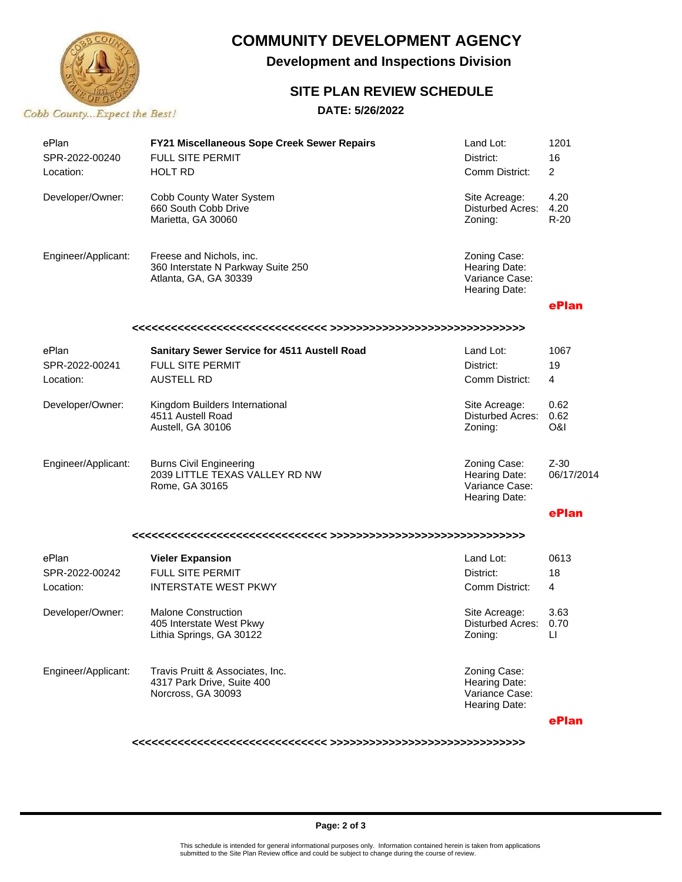# COMMUNITY DEVELOPMENT AGENCY

**Development and Inspections Division**

## SITE PLAN REVIEW SCHEDULE

**DATE: 5/26/2022**

Cobb County...Expect the Best!

| | | | |
|---|---|---|---|
| ePlan | **FY21 Miscellaneous Sope Creek Sewer Repairs** | Land Lot: | 1201 |
| SPR-2022-00240 | FULL SITE PERMIT | District: | 16 |
| Location: | HOLT RD | Comm District: | 2 |
| Developer/Owner: | Cobb County Water System<br>660 South Cobb Drive<br>Marietta, GA 30060 | Site Acreage:<br>Disturbed Acres:<br>Zoning: | 4.20<br>4.20<br>R-20 |
| Engineer/Applicant: | Freese and Nichols, inc.<br>360 Interstate N Parkway Suite 250<br>Atlanta, GA, GA 30339 | Zoning Case:<br>Hearing Date:<br>Variance Case:<br>Hearing Date: | |
| | | | **ePlan** |

<<<<<<<<<<<<<<<<<<<<<<<<<<<<<< >>>>>>>>>>>>>>>>>>>>>>>>>>>>>>

| | | | |
|---|---|---|---|
| ePlan | **Sanitary Sewer Service for 4511 Austell Road** | Land Lot: | 1067 |
| SPR-2022-00241 | FULL SITE PERMIT | District: | 19 |
| Location: | AUSTELL RD | Comm District: | 4 |
| Developer/Owner: | Kingdom Builders International<br>4511 Austell Road<br>Austell, GA 30106 | Site Acreage:<br>Disturbed Acres:<br>Zoning: | 0.62<br>0.62<br>O&I |
| Engineer/Applicant: | Burns Civil Engineering<br>2039 LITTLE TEXAS VALLEY RD NW<br>Rome, GA 30165 | Zoning Case:<br>Hearing Date:<br>Variance Case:<br>Hearing Date: | Z-30<br>06/17/2014 |
| | | | **ePlan** |

<<<<<<<<<<<<<<<<<<<<<<<<<<<<<< >>>>>>>>>>>>>>>>>>>>>>>>>>>>>>

| | | | |
|---|---|---|---|
| ePlan | **Vieler Expansion** | Land Lot: | 0613 |
| SPR-2022-00242 | FULL SITE PERMIT | District: | 18 |
| Location: | INTERSTATE WEST PKWY | Comm District: | 4 |
| Developer/Owner: | Malone Construction<br>405 Interstate West Pkwy<br>Lithia Springs, GA 30122 | Site Acreage:<br>Disturbed Acres:<br>Zoning: | 3.63<br>0.70<br>LI |
| Engineer/Applicant: | Travis Pruitt & Associates, Inc.<br>4317 Park Drive, Suite 400<br>Norcross, GA 30093 | Zoning Case:<br>Hearing Date:<br>Variance Case:<br>Hearing Date: | |
| | | | **ePlan** |

<<<<<<<<<<<<<<<<<<<<<<<<<<<<<< >>>>>>>>>>>>>>>>>>>>>>>>>>>>>>

This schedule is intended for general informational purposes only. Information contained herein is taken from applications submitted to the Site Plan Review office and could be subject to change during the course of review.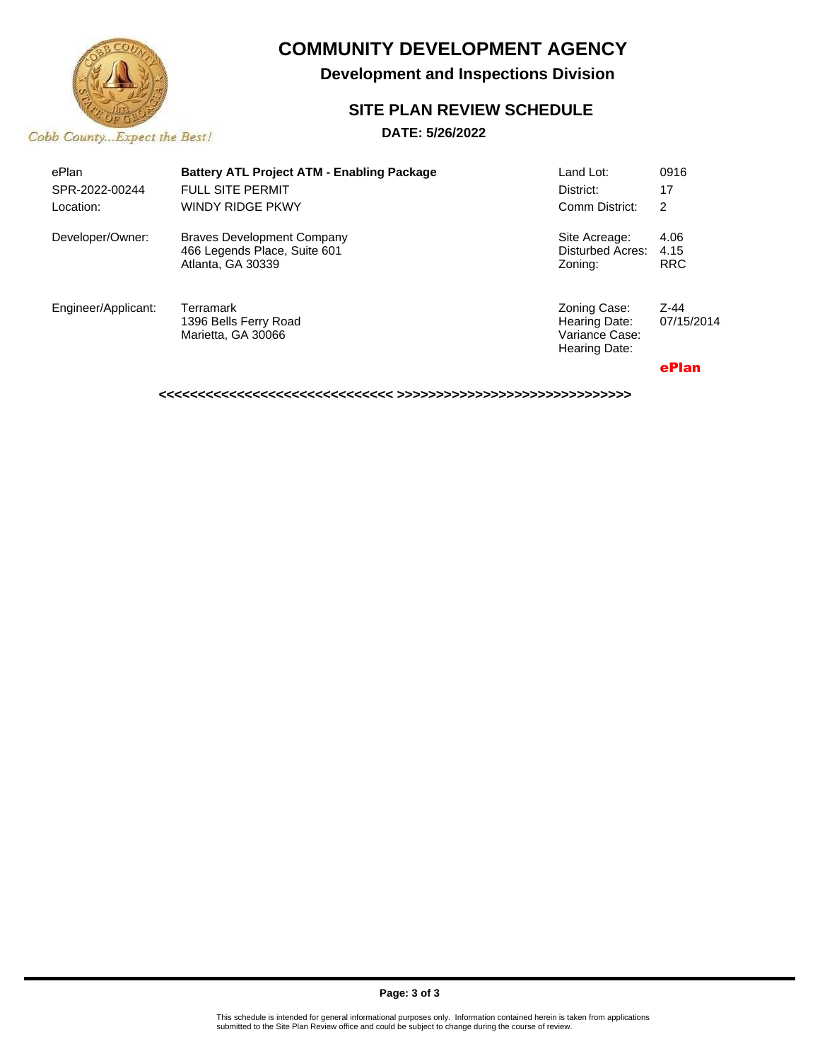Cobb County...Expect the Best!

# COMMUNITY DEVELOPMENT AGENCY

## Development and Inspections Division

## SITE PLAN REVIEW SCHEDULE

**DATE: 5/26/2022**

| | | | |
|---|---|---|---|
| ePlan | **Battery ATL Project ATM - Enabling Package** | Land Lot: | 0916 |
| SPR-2022-00244 | FULL SITE PERMIT | District: | 17 |
| Location: | WINDY RIDGE PKWY | Comm District: | 2 |
| Developer/Owner: | Braves Development Company<br>466 Legends Place, Suite 601<br>Atlanta, GA 30339 | Site Acreage:<br>Disturbed Acres:<br>Zoning: | 4.06<br>4.15<br>RRC |
| Engineer/Applicant: | Terramark<br>1396 Bells Ferry Road<br>Marietta, GA 30066 | Zoning Case:<br>Hearing Date:<br>Variance Case:<br>Hearing Date: | Z-44<br>07/15/2014 |

**ePlan**

<<<<<<<<<<<<<<<<<<<<<<<<<<<< >>>>>>>>>>>>>>>>>>>>>>>>>>>>>>

This schedule is intended for general informational purposes only. Information contained herein is taken from applications submitted to the Site Plan Review office and could be subject to change during the course of review.